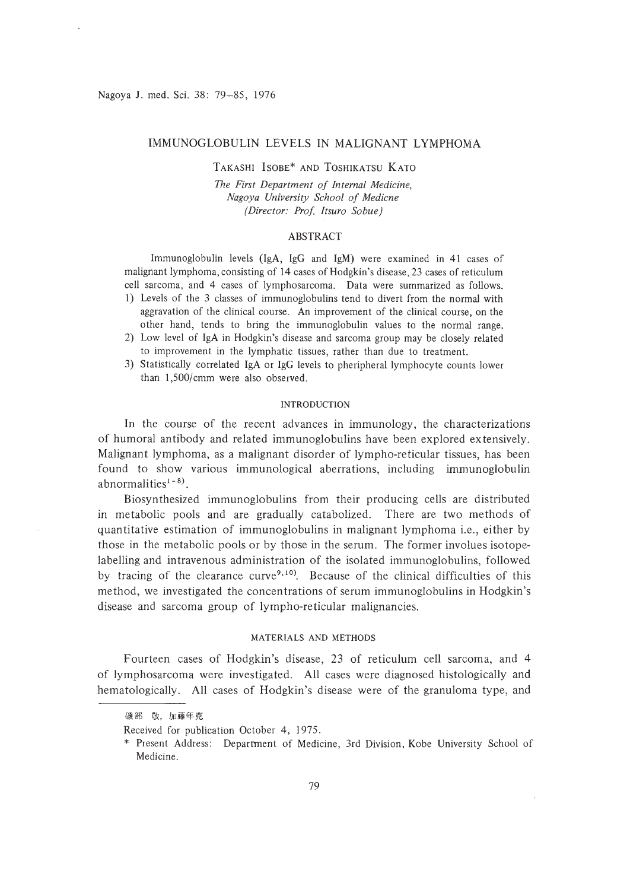# IMMUNOGLOBULIN LEVELS IN MALIGNANT LYMPHOMA

TAKASHI ISOBE* AND TOSHIKATSU KATO

*The First Department of Internal Medicine,*
*Nagoya University School of Medicne*
*(Director: Prof. Itsuro Sobue)*

## ABSTRACT

Immunoglobulin levels (IgA, IgG and IgM) were examined in 41 cases of malignant lymphoma, consisting of 14 cases of Hodgkin's disease, 23 cases of reticulum cell sarcoma, and 4 cases of lymphosarcoma. Data were summarized as follows.

1) Levels of the 3 classes of immunoglobulins tend to divert from the normal with aggravation of the clinical course. An improvement of the clinical course, on the other hand, tends to bring the immunoglobulin values to the normal range.
2) Low level of IgA in Hodgkin's disease and sarcoma group may be closely related to improvement in the lymphatic tissues, rather than due to treatment.
3) Statistically correlated IgA or IgG levels to pheripheral lymphocyte counts lower than 1,500/cmm were also observed.

## INTRODUCTION

In the course of the recent advances in immunology, the characterizations of humoral antibody and related immunoglobulins have been explored extensively. Malignant lymphoma, as a malignant disorder of lympho-reticular tissues, has been found to show various immunological aberrations, including immunoglobulin abnormalities[1-8].

Biosynthesized immunoglobulins from their producing cells are distributed in metabolic pools and are gradually catabolized. There are two methods of quantitative estimation of immunoglobulins in malignant lymphoma i.e., either by those in the metabolic pools or by those in the serum. The former involues isotope-labelling and intravenous administration of the isolated immunoglobulins, followed by tracing of the clearance curve[9,10]. Because of the clinical difficulties of this method, we investigated the concentrations of serum immunoglobulins in Hodgkin's disease and sarcoma group of lympho-reticular malignancies.

## MATERIALS AND METHODS

Fourteen cases of Hodgkin's disease, 23 of reticulum cell sarcoma, and 4 of lymphosarcoma were investigated. All cases were diagnosed histologically and hematologically. All cases of Hodgkin's disease were of the granuloma type, and

---

磯部 敬，加藤年克

Received for publication October 4, 1975.

\* Present Address: Department of Medicine, 3rd Division, Kobe University School of Medicine.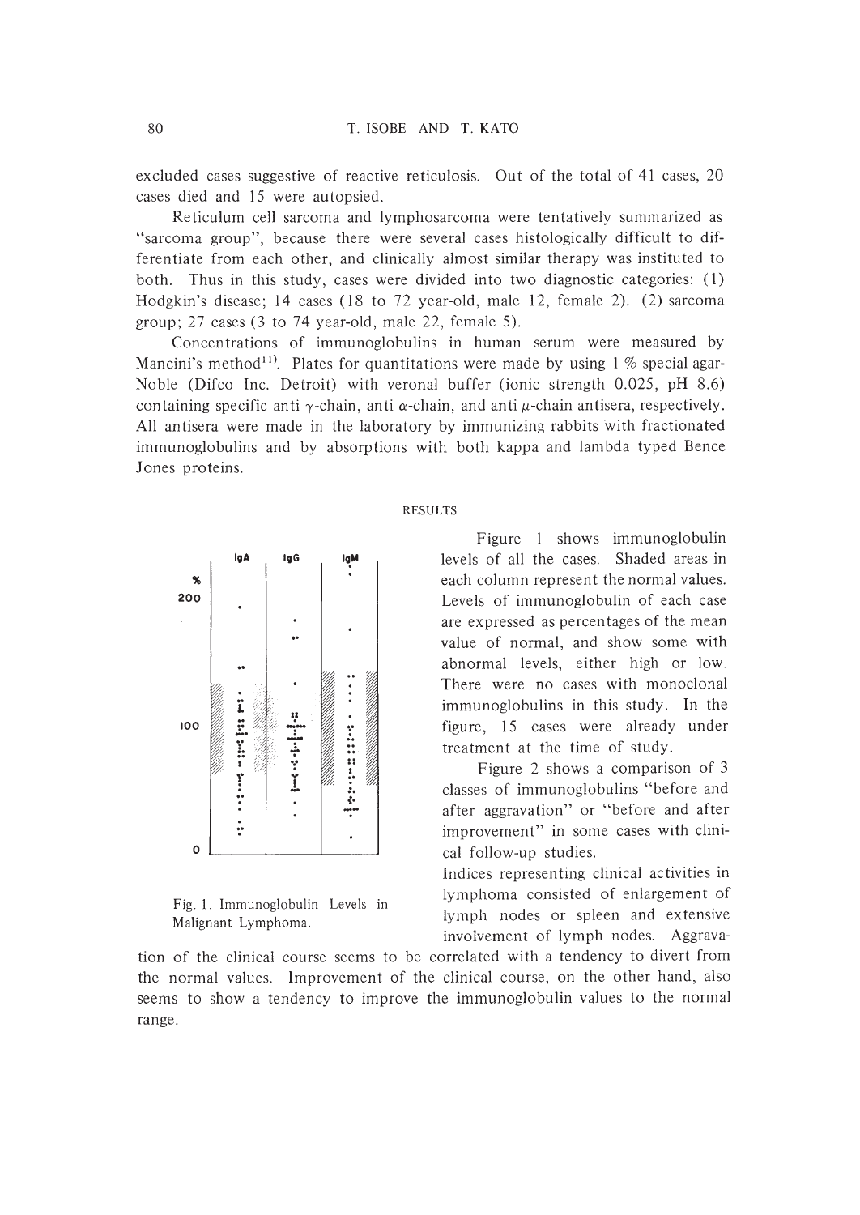excluded cases suggestive of reactive reticulosis. Out of the total of 41 cases, 20 cases died and 15 were autopsied.

Reticulum cell sarcoma and lymphosarcoma were tentatively summarized as "sarcoma group", because there were several cases histologically difficult to differentiate from each other, and clinically almost similar therapy was instituted to both. Thus in this study, cases were divided into two diagnostic categories: (1) Hodgkin's disease; 14 cases (18 to 72 year-old, male 12, female 2). (2) sarcoma group; 27 cases (3 to 74 year-old, male 22, female 5).

Concentrations of immunoglobulins in human serum were measured by Mancini's method[11]. Plates for quantitations were made by using 1 % special agar-Noble (Difco Inc. Detroit) with veronal buffer (ionic strength 0.025, pH 8.6) containing specific anti $\gamma$-chain, anti $\alpha$-chain, and anti $\mu$-chain antisera, respectively. All antisera were made in the laboratory by immunizing rabbits with fractionated immunoglobulins and by absorptions with both kappa and lambda typed Bence Jones proteins.

## RESULTS

Fig. 1. Immunoglobulin Levels in Malignant Lymphoma.

Figure 1 shows immunoglobulin levels of all the cases. Shaded areas in each column represent the normal values. Levels of immunoglobulin of each case are expressed as percentages of the mean value of normal, and show some with abnormal levels, either high or low. There were no cases with monoclonal immunoglobulins in this study. In the figure, 15 cases were already under treatment at the time of study.

Figure 2 shows a comparison of 3 classes of immunoglobulins "before and after aggravation" or "before and after improvement" in some cases with clinical follow-up studies.

Indices representing clinical activities in lymphoma consisted of enlargement of lymph nodes or spleen and extensive involvement of lymph nodes. Aggravation of the clinical course seems to be correlated with a tendency to divert from the normal values. Improvement of the clinical course, on the other hand, also seems to show a tendency to improve the immunoglobulin values to the normal range.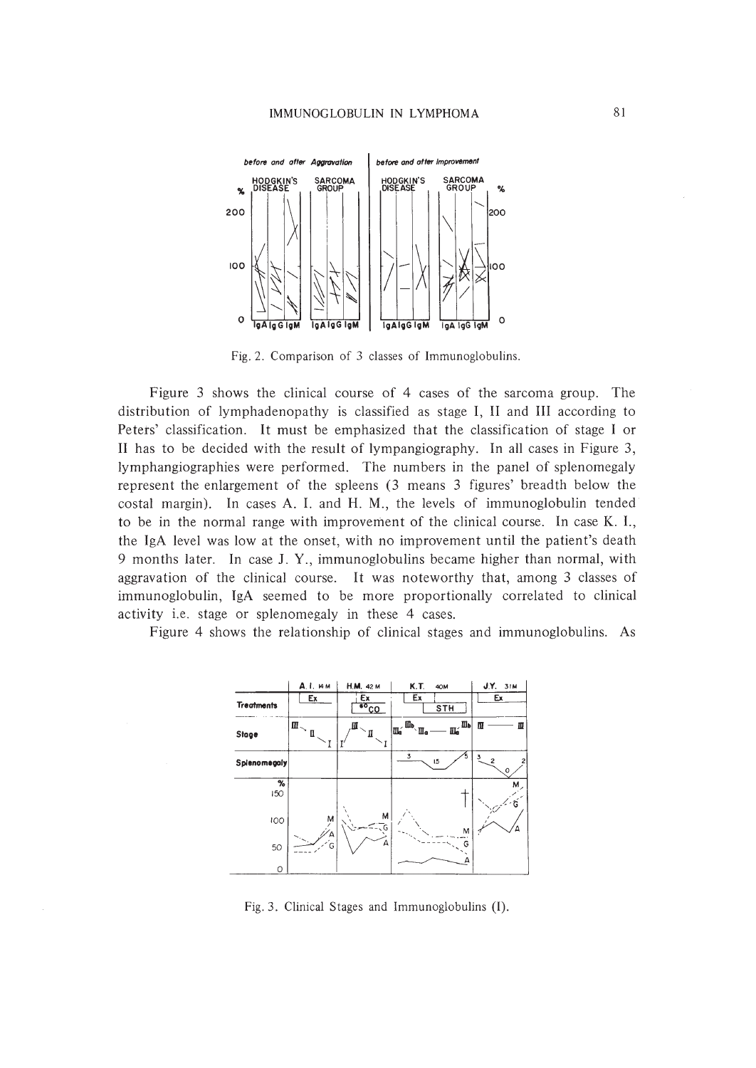Fig. 2. Comparison of 3 classes of Immunoglobulins.

Figure 3 shows the clinical course of 4 cases of the sarcoma group. The distribution of lymphadenopathy is classified as stage I, II and III according to Peters' classification. It must be emphasized that the classification of stage I or II has to be decided with the result of lympangiography. In all cases in Figure 3, lymphangiographies were performed. The numbers in the panel of splenomegaly represent the enlargement of the spleens (3 means 3 figures' breadth below the costal margin). In cases A. I. and H. M., the levels of immunoglobulin tended to be in the normal range with improvement of the clinical course. In case K. I., the IgA level was low at the onset, with no improvement until the patient's death 9 months later. In case J. Y., immunoglobulins became higher than normal, with aggravation of the clinical course. It was noteworthy that, among 3 classes of immunoglobulin, IgA seemed to be more proportionally correlated to clinical activity i.e. stage or splenomegaly in these 4 cases.

Figure 4 shows the relationship of clinical stages and immunoglobulins. As

Fig. 3. Clinical Stages and Immunoglobulins (I).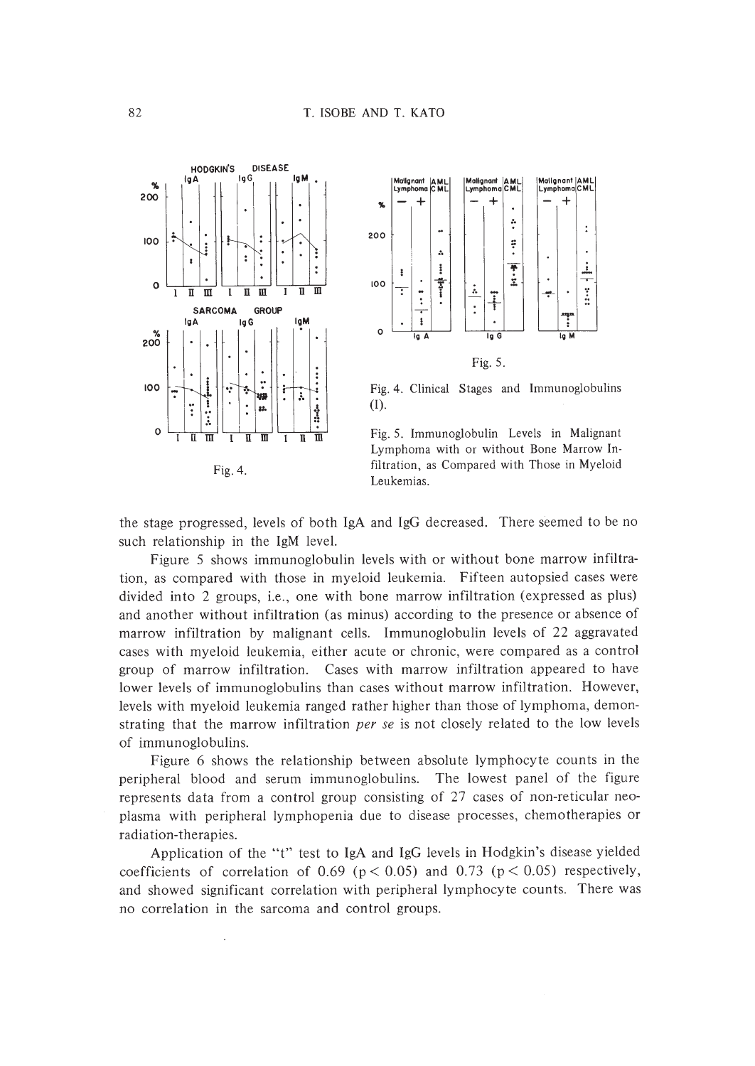Fig. 4.

Fig. 5.

Fig. 4. Clinical Stages and Immunoglobulins (I).

Fig. 5. Immunoglobulin Levels in Malignant Lymphoma with or without Bone Marrow Infiltration, as Compared with Those in Myeloid Leukemias.

the stage progressed, levels of both IgA and IgG decreased. There seemed to be no such relationship in the IgM level.

Figure 5 shows immunoglobulin levels with or without bone marrow infiltration, as compared with those in myeloid leukemia. Fifteen autopsied cases were divided into 2 groups, i.e., one with bone marrow infiltration (expressed as plus) and another without infiltration (as minus) according to the presence or absence of marrow infiltration by malignant cells. Immunoglobulin levels of 22 aggravated cases with myeloid leukemia, either acute or chronic, were compared as a control group of marrow infiltration. Cases with marrow infiltration appeared to have lower levels of immunoglobulins than cases without marrow infiltration. However, levels with myeloid leukemia ranged rather higher than those of lymphoma, demonstrating that the marrow infiltration *per se* is not closely related to the low levels of immunoglobulins.

Figure 6 shows the relationship between absolute lymphocyte counts in the peripheral blood and serum immunoglobulins. The lowest panel of the figure represents data from a control group consisting of 27 cases of non-reticular neoplasma with peripheral lymphopenia due to disease processes, chemotherapies or radiation-therapies.

Application of the "t" test to IgA and IgG levels in Hodgkin's disease yielded coefficients of correlation of 0.69 ($p < 0.05$) and 0.73 ($p < 0.05$) respectively, and showed significant correlation with peripheral lymphocyte counts. There was no correlation in the sarcoma and control groups.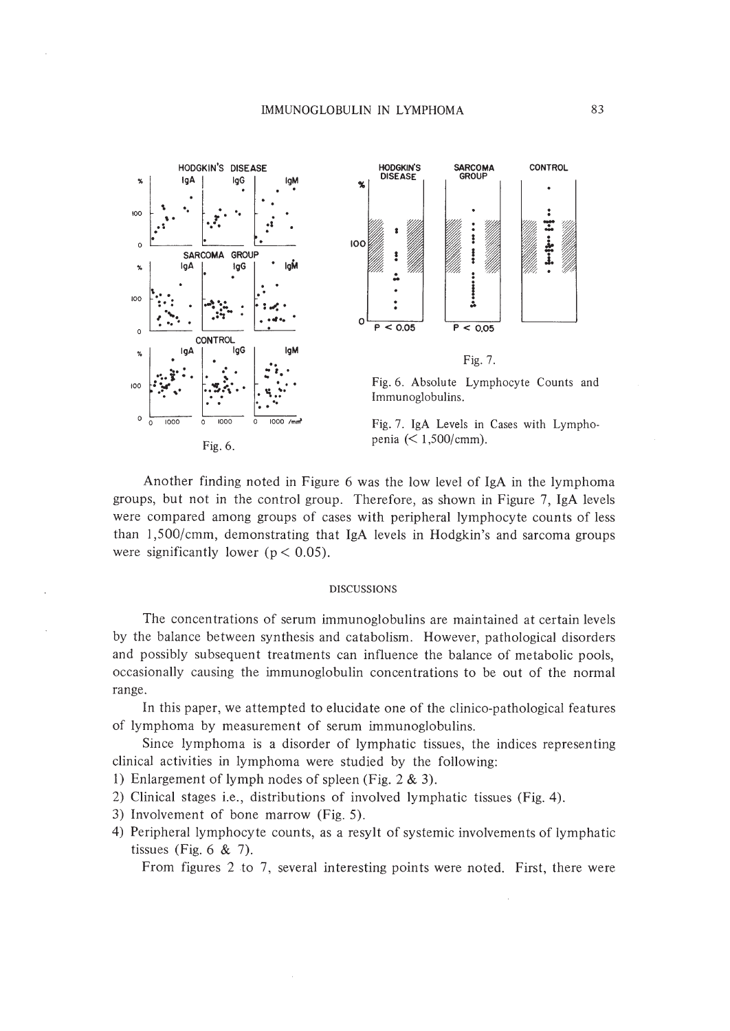Fig. 6.

Fig. 7.

Fig. 6. Absolute Lymphocyte Counts and Immunoglobulins.

Fig. 7. IgA Levels in Cases with Lymphopenia (< 1,500/cmm).

Another finding noted in Figure 6 was the low level of IgA in the lymphoma groups, but not in the control group. Therefore, as shown in Figure 7, IgA levels were compared among groups of cases with peripheral lymphocyte counts of less than 1,500/cmm, demonstrating that IgA levels in Hodgkin's and sarcoma groups were significantly lower ($p < 0.05$).

## DISCUSSIONS

The concentrations of serum immunoglobulins are maintained at certain levels by the balance between synthesis and catabolism. However, pathological disorders and possibly subsequent treatments can influence the balance of metabolic pools, occasionally causing the immunoglobulin concentrations to be out of the normal range.

In this paper, we attempted to elucidate one of the clinico-pathological features of lymphoma by measurement of serum immunoglobulins.

Since lymphoma is a disorder of lymphatic tissues, the indices representing clinical activities in lymphoma were studied by the following:

1) Enlargement of lymph nodes of spleen (Fig. 2 & 3).
2) Clinical stages i.e., distributions of involved lymphatic tissues (Fig. 4).
3) Involvement of bone marrow (Fig. 5).
4) Peripheral lymphocyte counts, as a resylt of systemic involvements of lymphatic tissues (Fig. 6 & 7).

From figures 2 to 7, several interesting points were noted. First, there were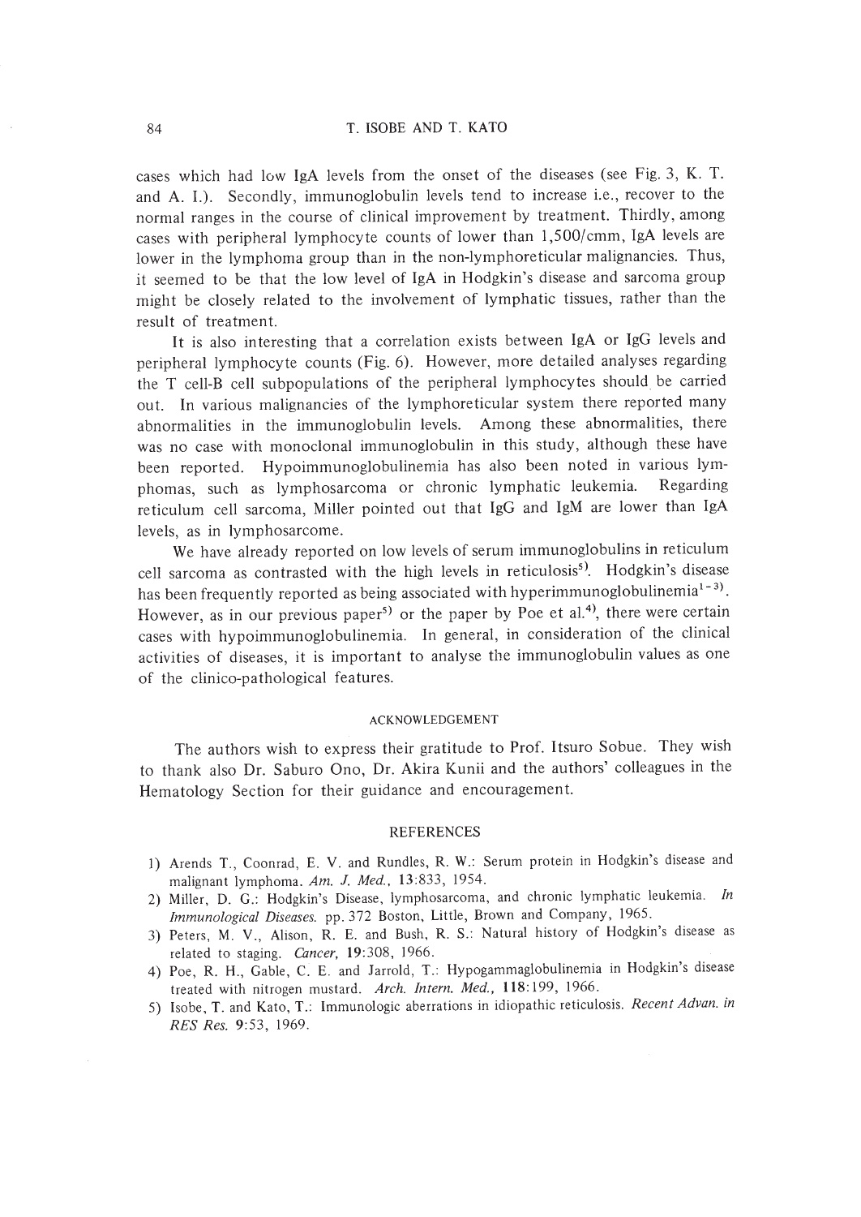cases which had low IgA levels from the onset of the diseases (see Fig. 3, K. T. and A. I.). Secondly, immunoglobulin levels tend to increase i.e., recover to the normal ranges in the course of clinical improvement by treatment. Thirdly, among cases with peripheral lymphocyte counts of lower than 1,500/cmm, IgA levels are lower in the lymphoma group than in the non-lymphoreticular malignancies. Thus, it seemed to be that the low level of IgA in Hodgkin's disease and sarcoma group might be closely related to the involvement of lymphatic tissues, rather than the result of treatment.

It is also interesting that a correlation exists between IgA or IgG levels and peripheral lymphocyte counts (Fig. 6). However, more detailed analyses regarding the T cell-B cell subpopulations of the peripheral lymphocytes should be carried out. In various malignancies of the lymphoreticular system there reported many abnormalities in the immunoglobulin levels. Among these abnormalities, there was no case with monoclonal immunoglobulin in this study, although these have been reported. Hypoimmunoglobulinemia has also been noted in various lymphomas, such as lymphosarcoma or chronic lymphatic leukemia. Regarding reticulum cell sarcoma, Miller pointed out that IgG and IgM are lower than IgA levels, as in lymphosarcome.

We have already reported on low levels of serum immunoglobulins in reticulum cell sarcoma as contrasted with the high levels in reticulosis[5]. Hodgkin's disease has been frequently reported as being associated with hyperimmunoglobulinemia[1-3]. However, as in our previous paper[5] or the paper by Poe et al.[4], there were certain cases with hypoimmunoglobulinemia. In general, in consideration of the clinical activities of diseases, it is important to analyse the immunoglobulin values as one of the clinico-pathological features.

## ACKNOWLEDGEMENT

The authors wish to express their gratitude to Prof. Itsuro Sobue. They wish to thank also Dr. Saburo Ono, Dr. Akira Kunii and the authors' colleagues in the Hematology Section for their guidance and encouragement.

## REFERENCES

1) Arends T., Coonrad, E. V. and Rundles, R. W.: Serum protein in Hodgkin's disease and malignant lymphoma. *Am. J. Med.*, **13**:833, 1954.
2) Miller, D. G.: Hodgkin's Disease, lymphosarcoma, and chronic lymphatic leukemia. *In Immunological Diseases.* pp. 372 Boston, Little, Brown and Company, 1965.
3) Peters, M. V., Alison, R. E. and Bush, R. S.: Natural history of Hodgkin's disease as related to staging. *Cancer*, **19**:308, 1966.
4) Poe, R. H., Gable, C. E. and Jarrold, T.: Hypogammaglobulinemia in Hodgkin's disease treated with nitrogen mustard. *Arch. Intern. Med.*, **118**:199, 1966.
5) Isobe, T. and Kato, T.: Immunologic aberrations in idiopathic reticulosis. *Recent Advan. in RES Res.* **9**:53, 1969.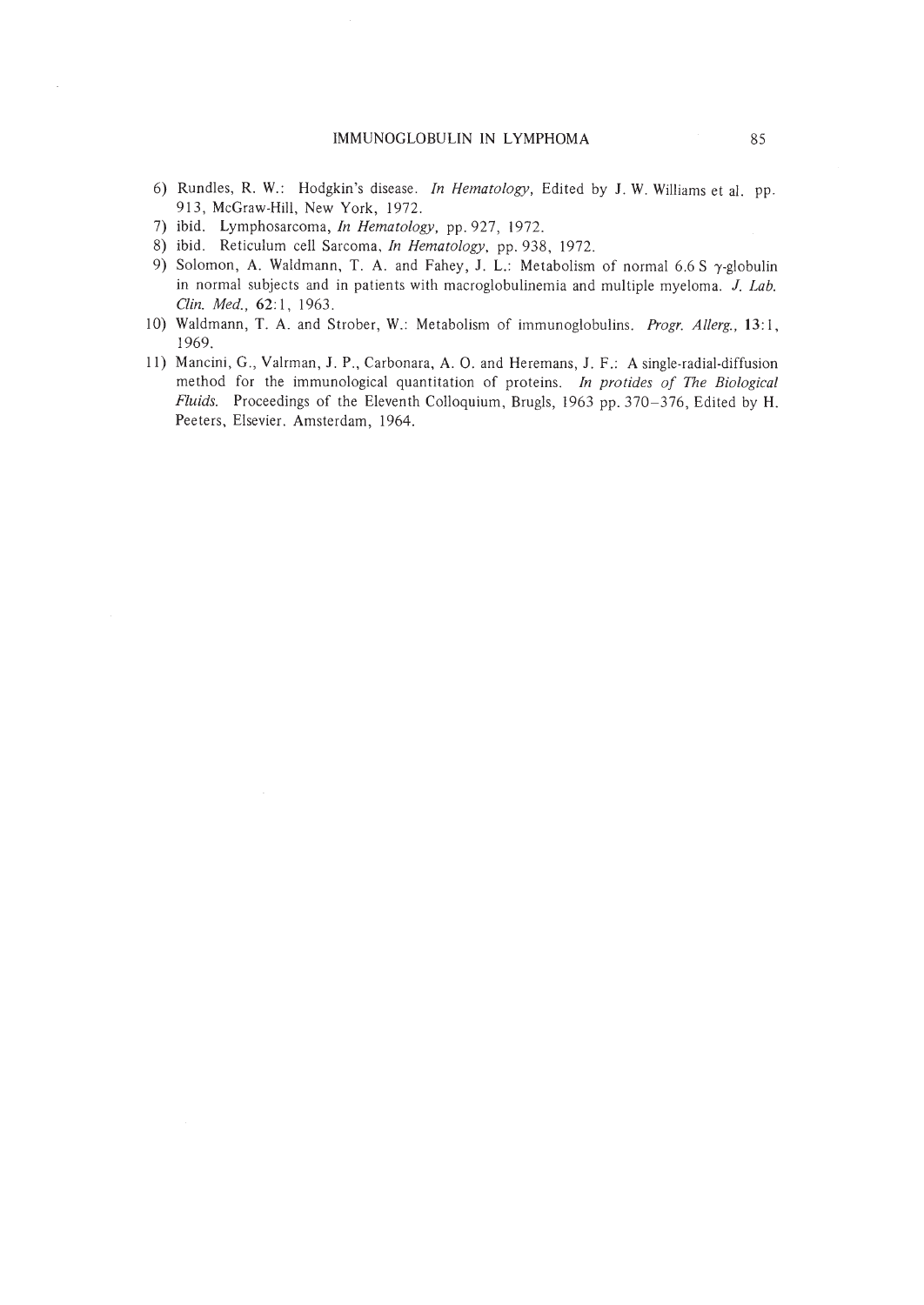6) Rundles, R. W.: Hodgkin's disease. *In Hematology*, Edited by J. W. Williams et al. pp. 913, McGraw-Hill, New York, 1972.
7) ibid. Lymphosarcoma, *In Hematology*, pp. 927, 1972.
8) ibid. Reticulum cell Sarcoma, *In Hematology*, pp. 938, 1972.
9) Solomon, A. Waldmann, T. A. and Fahey, J. L.: Metabolism of normal 6.6 S $\gamma$-globulin in normal subjects and in patients with macroglobulinemia and multiple myeloma. *J. Lab. Clin. Med.*, **62**:1, 1963.
10) Waldmann, T. A. and Strober, W.: Metabolism of immunoglobulins. *Progr. Allerg.*, **13**:1, 1969.
11) Mancini, G., Valrman, J. P., Carbonara, A. O. and Heremans, J. F.: A single-radial-diffusion method for the immunological quantitation of proteins. *In protides of The Biological Fluids.* Proceedings of the Eleventh Colloquium, Brugls, 1963 pp. 370–376, Edited by H. Peeters, Elsevier. Amsterdam, 1964.